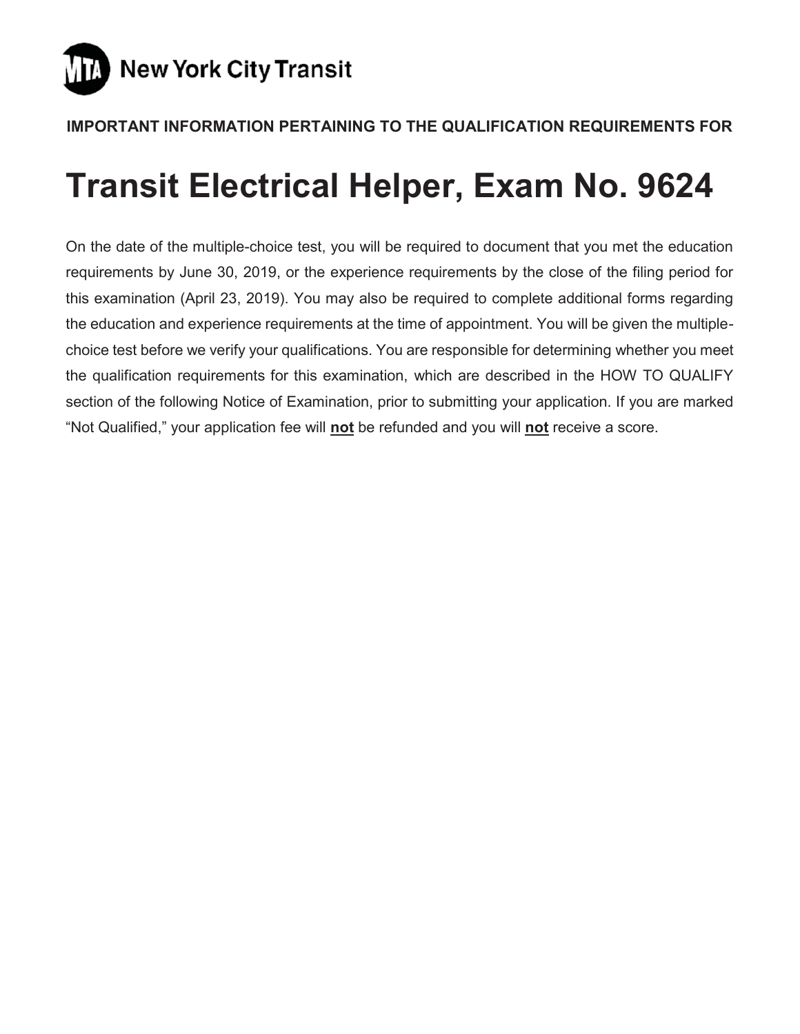MTA New York City Transit

**IMPORTANT INFORMATION PERTAINING TO THE QUALIFICATION REQUIREMENTS FOR**

# Transit Electrical Helper, Exam No. 9624

On the date of the multiple-choice test, you will be required to document that you met the education requirements by June 30, 2019, or the experience requirements by the close of the filing period for this examination (April 23, 2019). You may also be required to complete additional forms regarding the education and experience requirements at the time of appointment. You will be given the multiple-choice test before we verify your qualifications. You are responsible for determining whether you meet the qualification requirements for this examination, which are described in the HOW TO QUALIFY section of the following Notice of Examination, prior to submitting your application. If you are marked "Not Qualified," your application fee will **not** be refunded and you will **not** receive a score.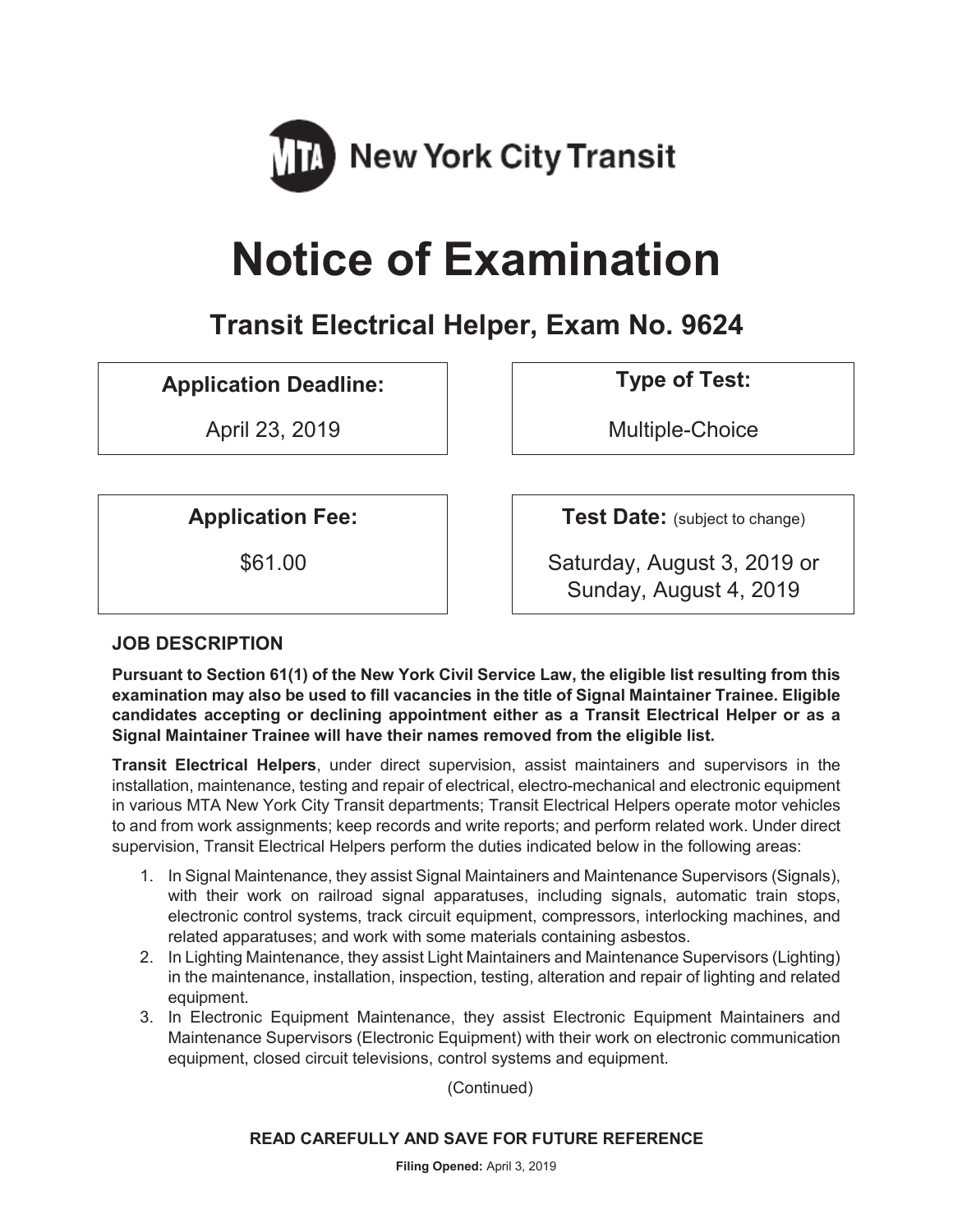MTA New York City Transit

# Notice of Examination

## Transit Electrical Helper, Exam No. 9624

| Application Deadline: | Type of Test: |
|---|---|
| April 23, 2019 | Multiple-Choice |

| Application Fee: | Test Date: (subject to change) |
|---|---|
| $61.00 | Saturday, August 3, 2019 or Sunday, August 4, 2019 |

### JOB DESCRIPTION

**Pursuant to Section 61(1) of the New York Civil Service Law, the eligible list resulting from this examination may also be used to fill vacancies in the title of Signal Maintainer Trainee. Eligible candidates accepting or declining appointment either as a Transit Electrical Helper or as a Signal Maintainer Trainee will have their names removed from the eligible list.**

**Transit Electrical Helpers**, under direct supervision, assist maintainers and supervisors in the installation, maintenance, testing and repair of electrical, electro-mechanical and electronic equipment in various MTA New York City Transit departments; Transit Electrical Helpers operate motor vehicles to and from work assignments; keep records and write reports; and perform related work. Under direct supervision, Transit Electrical Helpers perform the duties indicated below in the following areas:

1. In Signal Maintenance, they assist Signal Maintainers and Maintenance Supervisors (Signals), with their work on railroad signal apparatuses, including signals, automatic train stops, electronic control systems, track circuit equipment, compressors, interlocking machines, and related apparatuses; and work with some materials containing asbestos.
2. In Lighting Maintenance, they assist Light Maintainers and Maintenance Supervisors (Lighting) in the maintenance, installation, inspection, testing, alteration and repair of lighting and related equipment.
3. In Electronic Equipment Maintenance, they assist Electronic Equipment Maintainers and Maintenance Supervisors (Electronic Equipment) with their work on electronic communication equipment, closed circuit televisions, control systems and equipment.

(Continued)

**READ CAREFULLY AND SAVE FOR FUTURE REFERENCE**

**Filing Opened:** April 3, 2019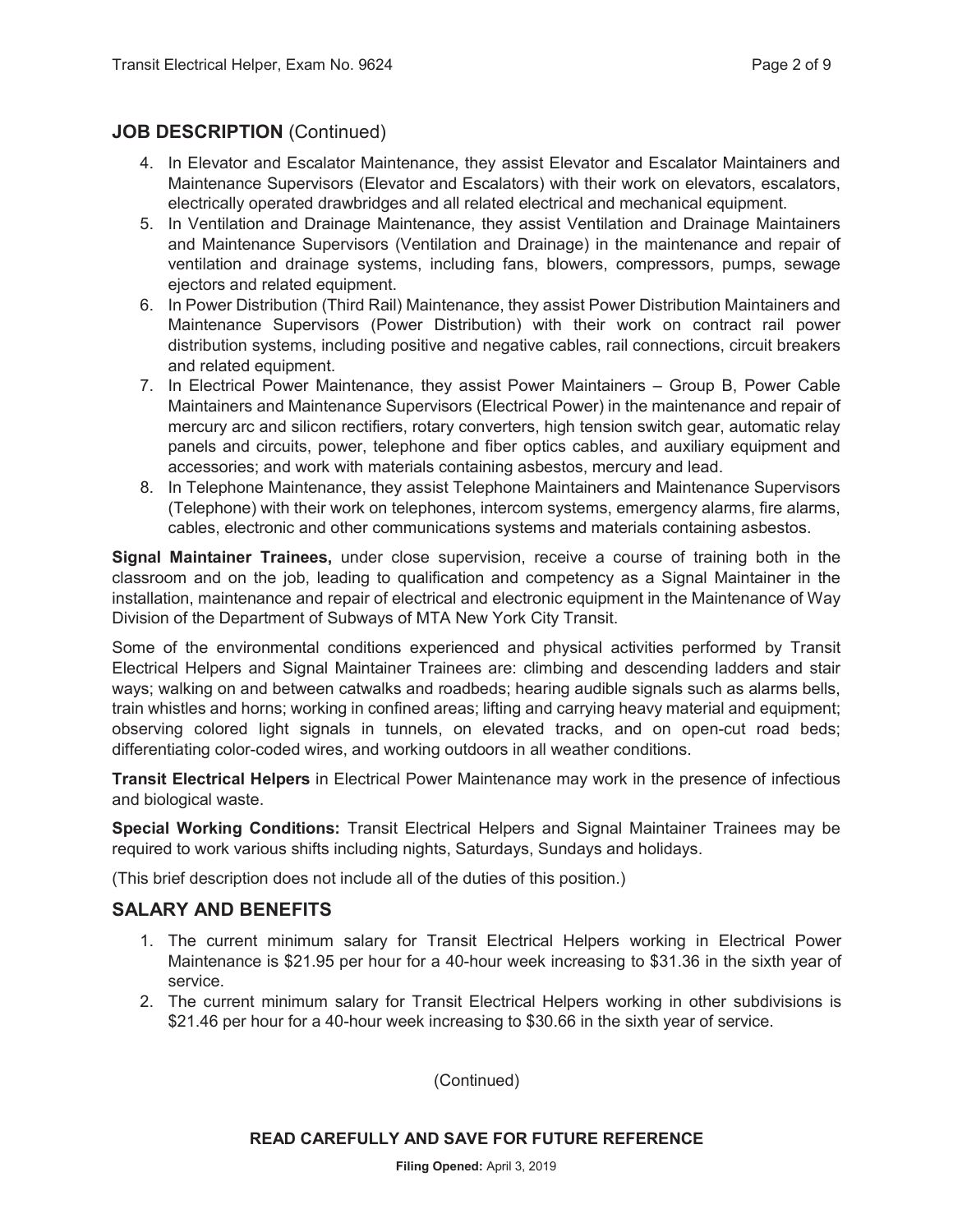## JOB DESCRIPTION (Continued)

4. In Elevator and Escalator Maintenance, they assist Elevator and Escalator Maintainers and Maintenance Supervisors (Elevator and Escalators) with their work on elevators, escalators, electrically operated drawbridges and all related electrical and mechanical equipment.
5. In Ventilation and Drainage Maintenance, they assist Ventilation and Drainage Maintainers and Maintenance Supervisors (Ventilation and Drainage) in the maintenance and repair of ventilation and drainage systems, including fans, blowers, compressors, pumps, sewage ejectors and related equipment.
6. In Power Distribution (Third Rail) Maintenance, they assist Power Distribution Maintainers and Maintenance Supervisors (Power Distribution) with their work on contract rail power distribution systems, including positive and negative cables, rail connections, circuit breakers and related equipment.
7. In Electrical Power Maintenance, they assist Power Maintainers – Group B, Power Cable Maintainers and Maintenance Supervisors (Electrical Power) in the maintenance and repair of mercury arc and silicon rectifiers, rotary converters, high tension switch gear, automatic relay panels and circuits, power, telephone and fiber optics cables, and auxiliary equipment and accessories; and work with materials containing asbestos, mercury and lead.
8. In Telephone Maintenance, they assist Telephone Maintainers and Maintenance Supervisors (Telephone) with their work on telephones, intercom systems, emergency alarms, fire alarms, cables, electronic and other communications systems and materials containing asbestos.

**Signal Maintainer Trainees,** under close supervision, receive a course of training both in the classroom and on the job, leading to qualification and competency as a Signal Maintainer in the installation, maintenance and repair of electrical and electronic equipment in the Maintenance of Way Division of the Department of Subways of MTA New York City Transit.

Some of the environmental conditions experienced and physical activities performed by Transit Electrical Helpers and Signal Maintainer Trainees are: climbing and descending ladders and stair ways; walking on and between catwalks and roadbeds; hearing audible signals such as alarms bells, train whistles and horns; working in confined areas; lifting and carrying heavy material and equipment; observing colored light signals in tunnels, on elevated tracks, and on open-cut road beds; differentiating color-coded wires, and working outdoors in all weather conditions.

**Transit Electrical Helpers** in Electrical Power Maintenance may work in the presence of infectious and biological waste.

**Special Working Conditions:** Transit Electrical Helpers and Signal Maintainer Trainees may be required to work various shifts including nights, Saturdays, Sundays and holidays.

(This brief description does not include all of the duties of this position.)

## SALARY AND BENEFITS

1. The current minimum salary for Transit Electrical Helpers working in Electrical Power Maintenance is $21.95 per hour for a 40-hour week increasing to $31.36 in the sixth year of service.
2. The current minimum salary for Transit Electrical Helpers working in other subdivisions is $21.46 per hour for a 40-hour week increasing to $30.66 in the sixth year of service.

(Continued)

**READ CAREFULLY AND SAVE FOR FUTURE REFERENCE**

**Filing Opened:** April 3, 2019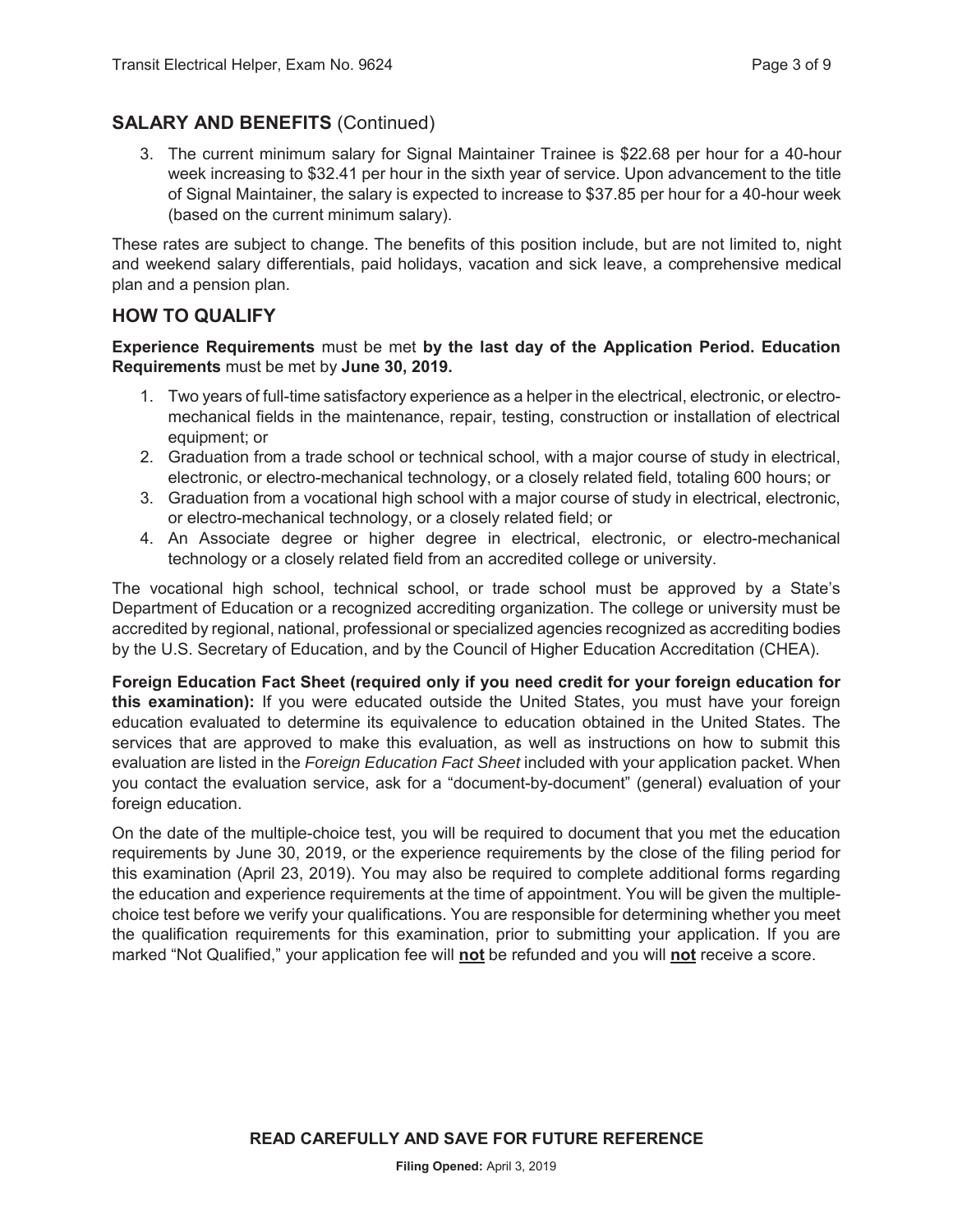## SALARY AND BENEFITS (Continued)

3. The current minimum salary for Signal Maintainer Trainee is $22.68 per hour for a 40-hour week increasing to $32.41 per hour in the sixth year of service. Upon advancement to the title of Signal Maintainer, the salary is expected to increase to $37.85 per hour for a 40-hour week (based on the current minimum salary).

These rates are subject to change. The benefits of this position include, but are not limited to, night and weekend salary differentials, paid holidays, vacation and sick leave, a comprehensive medical plan and a pension plan.

## HOW TO QUALIFY

**Experience Requirements** must be met **by the last day of the Application Period. Education Requirements** must be met by **June 30, 2019.**

1. Two years of full-time satisfactory experience as a helper in the electrical, electronic, or electro-mechanical fields in the maintenance, repair, testing, construction or installation of electrical equipment; or
2. Graduation from a trade school or technical school, with a major course of study in electrical, electronic, or electro-mechanical technology, or a closely related field, totaling 600 hours; or
3. Graduation from a vocational high school with a major course of study in electrical, electronic, or electro-mechanical technology, or a closely related field; or
4. An Associate degree or higher degree in electrical, electronic, or electro-mechanical technology or a closely related field from an accredited college or university.

The vocational high school, technical school, or trade school must be approved by a State's Department of Education or a recognized accrediting organization. The college or university must be accredited by regional, national, professional or specialized agencies recognized as accrediting bodies by the U.S. Secretary of Education, and by the Council of Higher Education Accreditation (CHEA).

**Foreign Education Fact Sheet (required only if you need credit for your foreign education for this examination):** If you were educated outside the United States, you must have your foreign education evaluated to determine its equivalence to education obtained in the United States. The services that are approved to make this evaluation, as well as instructions on how to submit this evaluation are listed in the *Foreign Education Fact Sheet* included with your application packet. When you contact the evaluation service, ask for a "document-by-document" (general) evaluation of your foreign education.

On the date of the multiple-choice test, you will be required to document that you met the education requirements by June 30, 2019, or the experience requirements by the close of the filing period for this examination (April 23, 2019). You may also be required to complete additional forms regarding the education and experience requirements at the time of appointment. You will be given the multiple-choice test before we verify your qualifications. You are responsible for determining whether you meet the qualification requirements for this examination, prior to submitting your application. If you are marked "Not Qualified," your application fee will **not** be refunded and you will **not** receive a score.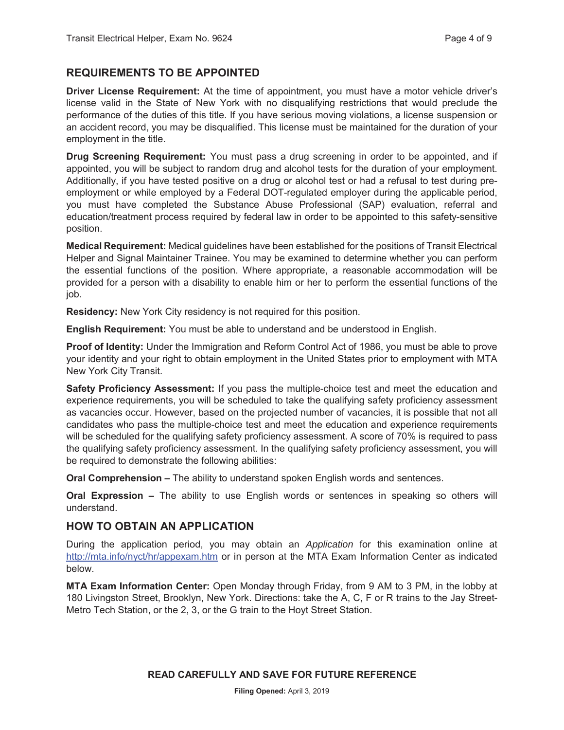## REQUIREMENTS TO BE APPOINTED

**Driver License Requirement:** At the time of appointment, you must have a motor vehicle driver's license valid in the State of New York with no disqualifying restrictions that would preclude the performance of the duties of this title. If you have serious moving violations, a license suspension or an accident record, you may be disqualified. This license must be maintained for the duration of your employment in the title.

**Drug Screening Requirement:** You must pass a drug screening in order to be appointed, and if appointed, you will be subject to random drug and alcohol tests for the duration of your employment. Additionally, if you have tested positive on a drug or alcohol test or had a refusal to test during pre-employment or while employed by a Federal DOT-regulated employer during the applicable period, you must have completed the Substance Abuse Professional (SAP) evaluation, referral and education/treatment process required by federal law in order to be appointed to this safety-sensitive position.

**Medical Requirement:** Medical guidelines have been established for the positions of Transit Electrical Helper and Signal Maintainer Trainee. You may be examined to determine whether you can perform the essential functions of the position. Where appropriate, a reasonable accommodation will be provided for a person with a disability to enable him or her to perform the essential functions of the job.

**Residency:** New York City residency is not required for this position.

**English Requirement:** You must be able to understand and be understood in English.

**Proof of Identity:** Under the Immigration and Reform Control Act of 1986, you must be able to prove your identity and your right to obtain employment in the United States prior to employment with MTA New York City Transit.

**Safety Proficiency Assessment:** If you pass the multiple-choice test and meet the education and experience requirements, you will be scheduled to take the qualifying safety proficiency assessment as vacancies occur. However, based on the projected number of vacancies, it is possible that not all candidates who pass the multiple-choice test and meet the education and experience requirements will be scheduled for the qualifying safety proficiency assessment. A score of 70% is required to pass the qualifying safety proficiency assessment. In the qualifying safety proficiency assessment, you will be required to demonstrate the following abilities:

**Oral Comprehension –** The ability to understand spoken English words and sentences.

**Oral Expression –** The ability to use English words or sentences in speaking so others will understand.

## HOW TO OBTAIN AN APPLICATION

During the application period, you may obtain an *Application* for this examination online at http://mta.info/nyct/hr/appexam.htm or in person at the MTA Exam Information Center as indicated below.

**MTA Exam Information Center:** Open Monday through Friday, from 9 AM to 3 PM, in the lobby at 180 Livingston Street, Brooklyn, New York. Directions: take the A, C, F or R trains to the Jay Street-Metro Tech Station, or the 2, 3, or the G train to the Hoyt Street Station.

**READ CAREFULLY AND SAVE FOR FUTURE REFERENCE**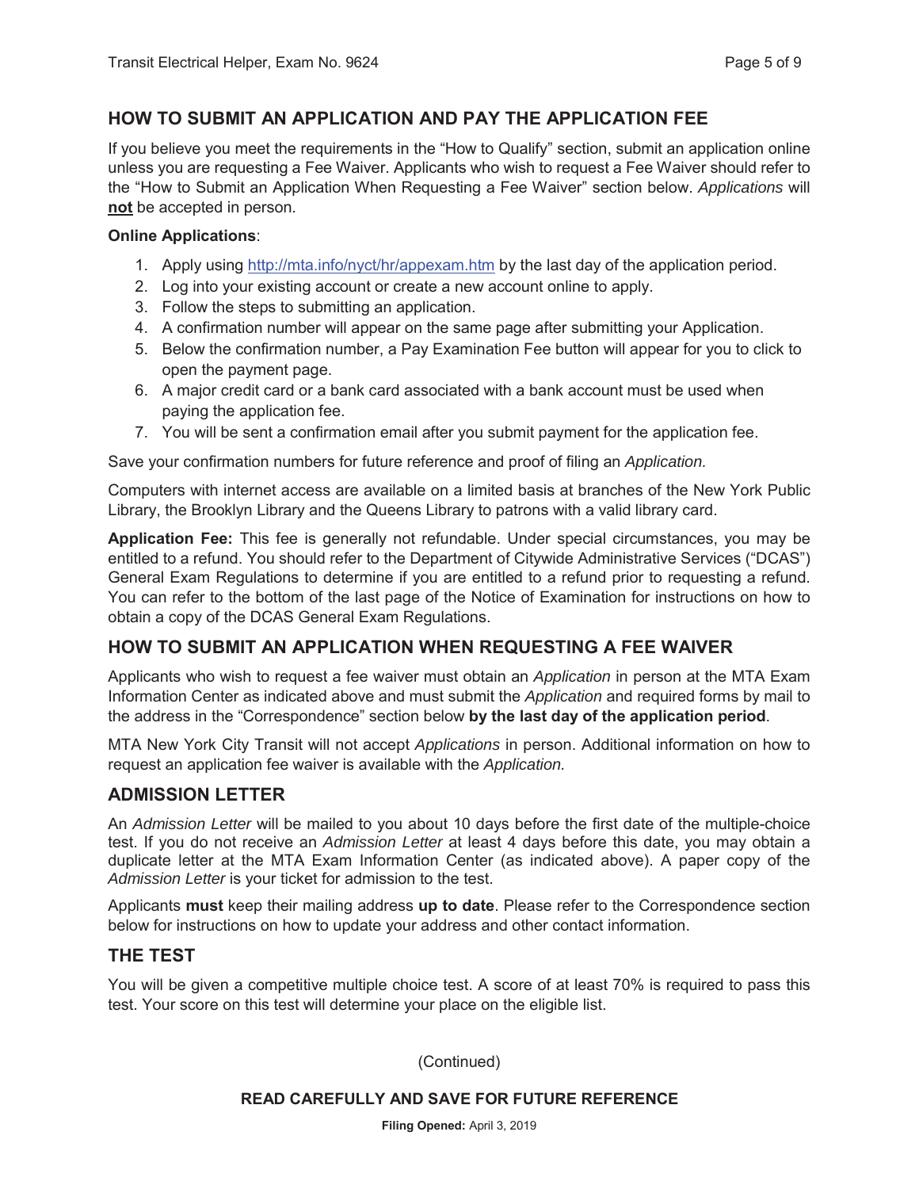## HOW TO SUBMIT AN APPLICATION AND PAY THE APPLICATION FEE

If you believe you meet the requirements in the "How to Qualify" section, submit an application online unless you are requesting a Fee Waiver. Applicants who wish to request a Fee Waiver should refer to the "How to Submit an Application When Requesting a Fee Waiver" section below. *Applications* will **not** be accepted in person.

**Online Applications**:

1. Apply using http://mta.info/nyct/hr/appexam.htm by the last day of the application period.
2. Log into your existing account or create a new account online to apply.
3. Follow the steps to submitting an application.
4. A confirmation number will appear on the same page after submitting your Application.
5. Below the confirmation number, a Pay Examination Fee button will appear for you to click to open the payment page.
6. A major credit card or a bank card associated with a bank account must be used when paying the application fee.
7. You will be sent a confirmation email after you submit payment for the application fee.

Save your confirmation numbers for future reference and proof of filing an *Application.*

Computers with internet access are available on a limited basis at branches of the New York Public Library, the Brooklyn Library and the Queens Library to patrons with a valid library card.

**Application Fee:** This fee is generally not refundable. Under special circumstances, you may be entitled to a refund. You should refer to the Department of Citywide Administrative Services ("DCAS") General Exam Regulations to determine if you are entitled to a refund prior to requesting a refund. You can refer to the bottom of the last page of the Notice of Examination for instructions on how to obtain a copy of the DCAS General Exam Regulations.

## HOW TO SUBMIT AN APPLICATION WHEN REQUESTING A FEE WAIVER

Applicants who wish to request a fee waiver must obtain an *Application* in person at the MTA Exam Information Center as indicated above and must submit the *Application* and required forms by mail to the address in the "Correspondence" section below **by the last day of the application period**.

MTA New York City Transit will not accept *Applications* in person. Additional information on how to request an application fee waiver is available with the *Application.*

## ADMISSION LETTER

An *Admission Letter* will be mailed to you about 10 days before the first date of the multiple-choice test. If you do not receive an *Admission Letter* at least 4 days before this date, you may obtain a duplicate letter at the MTA Exam Information Center (as indicated above). A paper copy of the *Admission Letter* is your ticket for admission to the test.

Applicants **must** keep their mailing address **up to date**. Please refer to the Correspondence section below for instructions on how to update your address and other contact information.

## THE TEST

You will be given a competitive multiple choice test. A score of at least 70% is required to pass this test. Your score on this test will determine your place on the eligible list.

(Continued)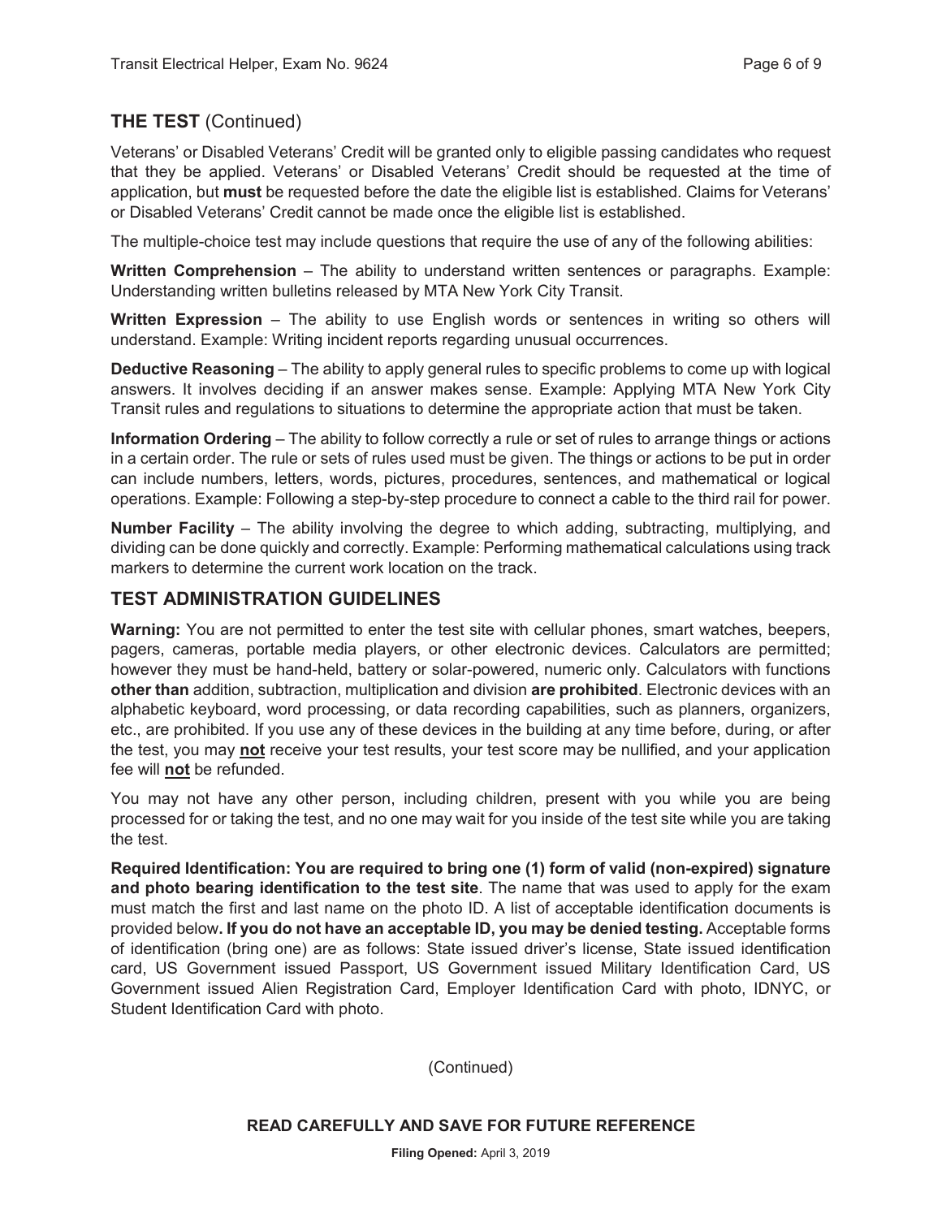## THE TEST (Continued)

Veterans' or Disabled Veterans' Credit will be granted only to eligible passing candidates who request that they be applied. Veterans' or Disabled Veterans' Credit should be requested at the time of application, but **must** be requested before the date the eligible list is established. Claims for Veterans' or Disabled Veterans' Credit cannot be made once the eligible list is established.

The multiple-choice test may include questions that require the use of any of the following abilities:

**Written Comprehension** – The ability to understand written sentences or paragraphs. Example: Understanding written bulletins released by MTA New York City Transit.

**Written Expression** – The ability to use English words or sentences in writing so others will understand. Example: Writing incident reports regarding unusual occurrences.

**Deductive Reasoning** – The ability to apply general rules to specific problems to come up with logical answers. It involves deciding if an answer makes sense. Example: Applying MTA New York City Transit rules and regulations to situations to determine the appropriate action that must be taken.

**Information Ordering** – The ability to follow correctly a rule or set of rules to arrange things or actions in a certain order. The rule or sets of rules used must be given. The things or actions to be put in order can include numbers, letters, words, pictures, procedures, sentences, and mathematical or logical operations. Example: Following a step-by-step procedure to connect a cable to the third rail for power.

**Number Facility** – The ability involving the degree to which adding, subtracting, multiplying, and dividing can be done quickly and correctly. Example: Performing mathematical calculations using track markers to determine the current work location on the track.

## TEST ADMINISTRATION GUIDELINES

**Warning:** You are not permitted to enter the test site with cellular phones, smart watches, beepers, pagers, cameras, portable media players, or other electronic devices. Calculators are permitted; however they must be hand-held, battery or solar-powered, numeric only. Calculators with functions **other than** addition, subtraction, multiplication and division **are prohibited**. Electronic devices with an alphabetic keyboard, word processing, or data recording capabilities, such as planners, organizers, etc., are prohibited. If you use any of these devices in the building at any time before, during, or after the test, you may **not** receive your test results, your test score may be nullified, and your application fee will **not** be refunded.

You may not have any other person, including children, present with you while you are being processed for or taking the test, and no one may wait for you inside of the test site while you are taking the test.

**Required Identification: You are required to bring one (1) form of valid (non-expired) signature and photo bearing identification to the test site**. The name that was used to apply for the exam must match the first and last name on the photo ID. A list of acceptable identification documents is provided below**. If you do not have an acceptable ID, you may be denied testing.** Acceptable forms of identification (bring one) are as follows: State issued driver's license, State issued identification card, US Government issued Passport, US Government issued Military Identification Card, US Government issued Alien Registration Card, Employer Identification Card with photo, IDNYC, or Student Identification Card with photo.

(Continued)

**READ CAREFULLY AND SAVE FOR FUTURE REFERENCE**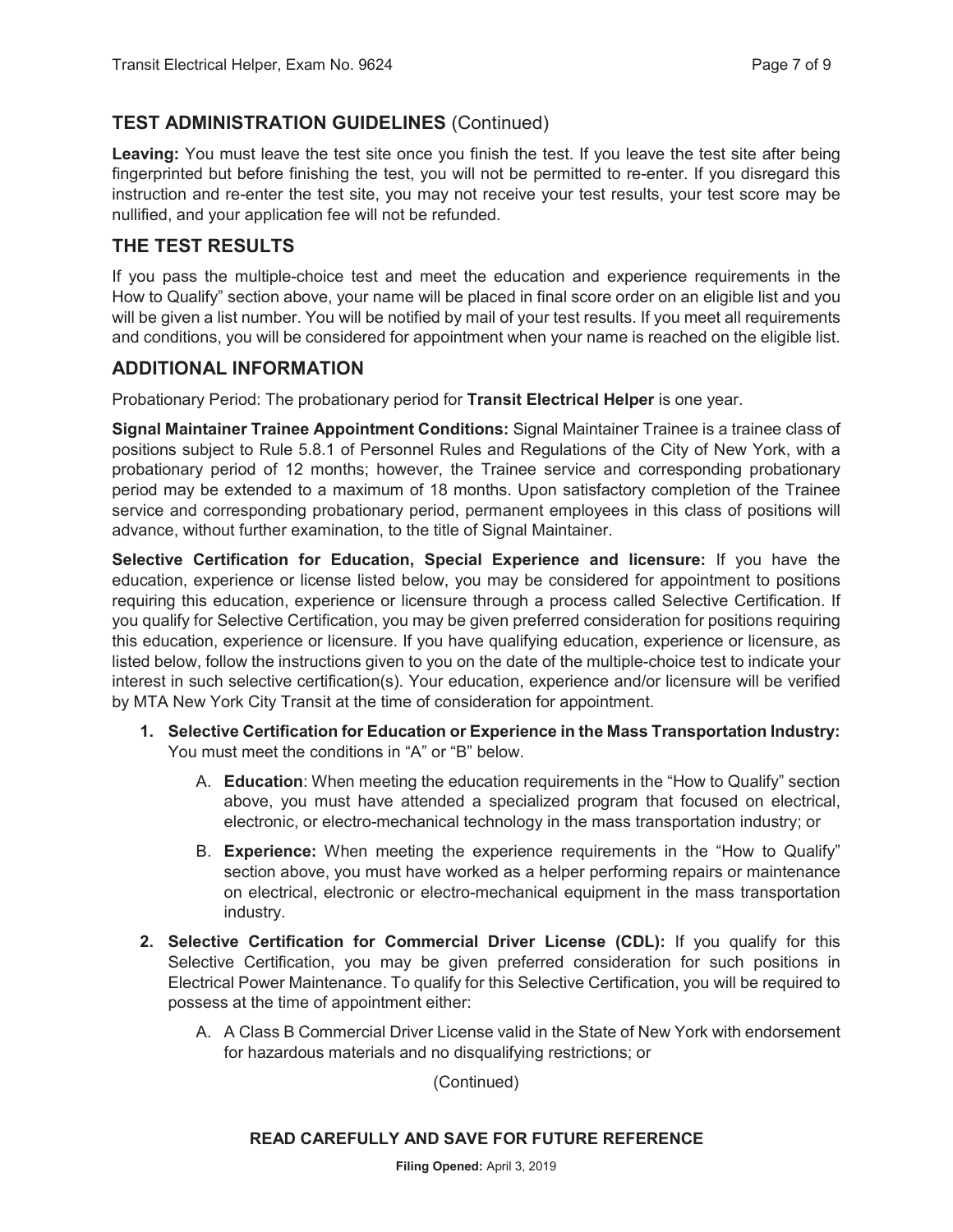## TEST ADMINISTRATION GUIDELINES (Continued)

**Leaving:** You must leave the test site once you finish the test. If you leave the test site after being fingerprinted but before finishing the test, you will not be permitted to re-enter. If you disregard this instruction and re-enter the test site, you may not receive your test results, your test score may be nullified, and your application fee will not be refunded.

## THE TEST RESULTS

If you pass the multiple-choice test and meet the education and experience requirements in the How to Qualify" section above, your name will be placed in final score order on an eligible list and you will be given a list number. You will be notified by mail of your test results. If you meet all requirements and conditions, you will be considered for appointment when your name is reached on the eligible list.

## ADDITIONAL INFORMATION

Probationary Period: The probationary period for **Transit Electrical Helper** is one year.

**Signal Maintainer Trainee Appointment Conditions:** Signal Maintainer Trainee is a trainee class of positions subject to Rule 5.8.1 of Personnel Rules and Regulations of the City of New York, with a probationary period of 12 months; however, the Trainee service and corresponding probationary period may be extended to a maximum of 18 months. Upon satisfactory completion of the Trainee service and corresponding probationary period, permanent employees in this class of positions will advance, without further examination, to the title of Signal Maintainer.

**Selective Certification for Education, Special Experience and licensure:** If you have the education, experience or license listed below, you may be considered for appointment to positions requiring this education, experience or licensure through a process called Selective Certification. If you qualify for Selective Certification, you may be given preferred consideration for positions requiring this education, experience or licensure. If you have qualifying education, experience or licensure, as listed below, follow the instructions given to you on the date of the multiple-choice test to indicate your interest in such selective certification(s). Your education, experience and/or licensure will be verified by MTA New York City Transit at the time of consideration for appointment.

1. **Selective Certification for Education or Experience in the Mass Transportation Industry:** You must meet the conditions in "A" or "B" below.

   A. **Education**: When meeting the education requirements in the "How to Qualify" section above, you must have attended a specialized program that focused on electrical, electronic, or electro-mechanical technology in the mass transportation industry; or

   B. **Experience:** When meeting the experience requirements in the "How to Qualify" section above, you must have worked as a helper performing repairs or maintenance on electrical, electronic or electro-mechanical equipment in the mass transportation industry.

2. **Selective Certification for Commercial Driver License (CDL):** If you qualify for this Selective Certification, you may be given preferred consideration for such positions in Electrical Power Maintenance. To qualify for this Selective Certification, you will be required to possess at the time of appointment either:

   A. A Class B Commercial Driver License valid in the State of New York with endorsement for hazardous materials and no disqualifying restrictions; or

(Continued)

**READ CAREFULLY AND SAVE FOR FUTURE REFERENCE**

**Filing Opened:** April 3, 2019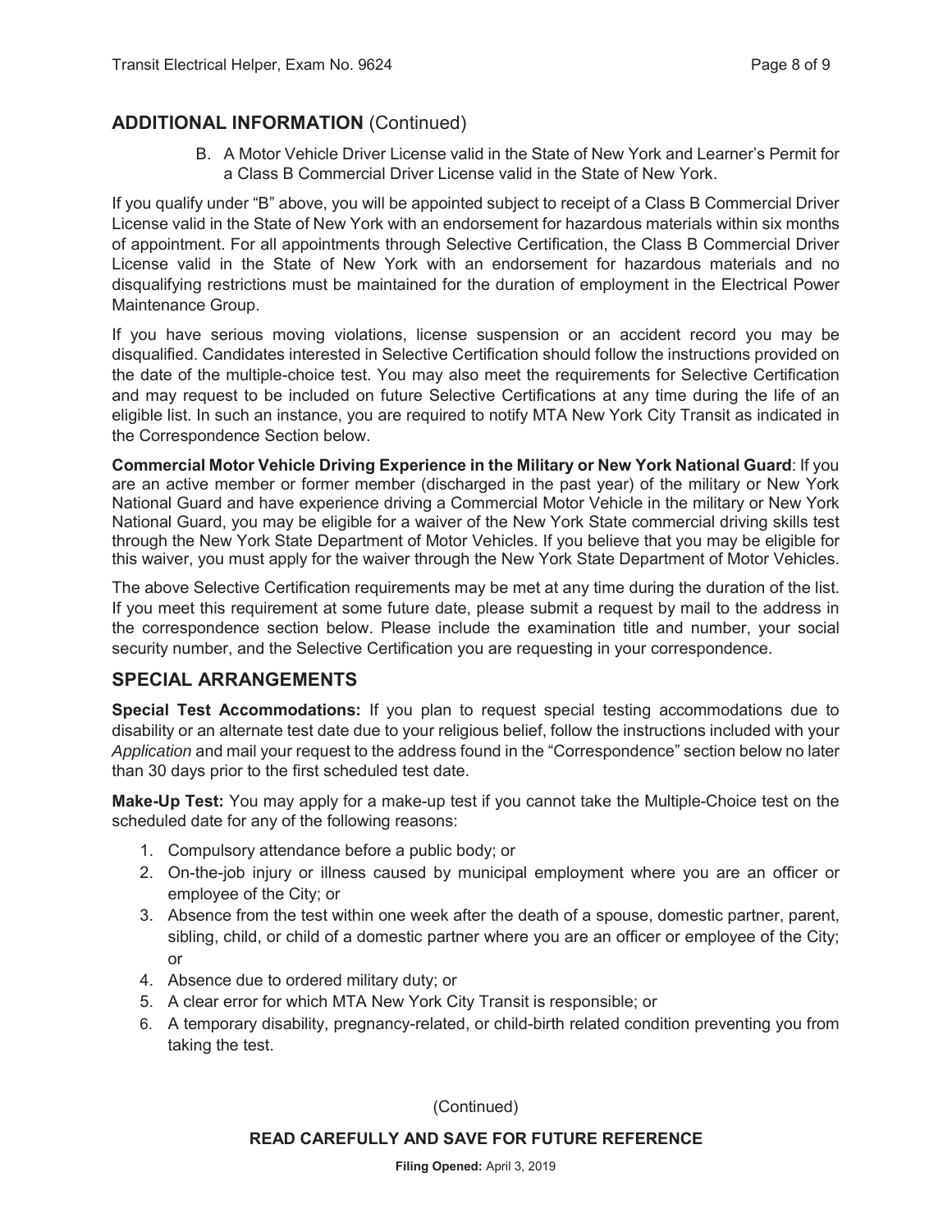## ADDITIONAL INFORMATION (Continued)

B. A Motor Vehicle Driver License valid in the State of New York and Learner's Permit for a Class B Commercial Driver License valid in the State of New York.

If you qualify under "B" above, you will be appointed subject to receipt of a Class B Commercial Driver License valid in the State of New York with an endorsement for hazardous materials within six months of appointment. For all appointments through Selective Certification, the Class B Commercial Driver License valid in the State of New York with an endorsement for hazardous materials and no disqualifying restrictions must be maintained for the duration of employment in the Electrical Power Maintenance Group.

If you have serious moving violations, license suspension or an accident record you may be disqualified. Candidates interested in Selective Certification should follow the instructions provided on the date of the multiple-choice test. You may also meet the requirements for Selective Certification and may request to be included on future Selective Certifications at any time during the life of an eligible list. In such an instance, you are required to notify MTA New York City Transit as indicated in the Correspondence Section below.

**Commercial Motor Vehicle Driving Experience in the Military or New York National Guard**: If you are an active member or former member (discharged in the past year) of the military or New York National Guard and have experience driving a Commercial Motor Vehicle in the military or New York National Guard, you may be eligible for a waiver of the New York State commercial driving skills test through the New York State Department of Motor Vehicles. If you believe that you may be eligible for this waiver, you must apply for the waiver through the New York State Department of Motor Vehicles.

The above Selective Certification requirements may be met at any time during the duration of the list. If you meet this requirement at some future date, please submit a request by mail to the address in the correspondence section below. Please include the examination title and number, your social security number, and the Selective Certification you are requesting in your correspondence.

## SPECIAL ARRANGEMENTS

**Special Test Accommodations:** If you plan to request special testing accommodations due to disability or an alternate test date due to your religious belief, follow the instructions included with your *Application* and mail your request to the address found in the "Correspondence" section below no later than 30 days prior to the first scheduled test date.

**Make-Up Test:** You may apply for a make-up test if you cannot take the Multiple-Choice test on the scheduled date for any of the following reasons:

1. Compulsory attendance before a public body; or
2. On-the-job injury or illness caused by municipal employment where you are an officer or employee of the City; or
3. Absence from the test within one week after the death of a spouse, domestic partner, parent, sibling, child, or child of a domestic partner where you are an officer or employee of the City; or
4. Absence due to ordered military duty; or
5. A clear error for which MTA New York City Transit is responsible; or
6. A temporary disability, pregnancy-related, or child-birth related condition preventing you from taking the test.

(Continued)

**READ CAREFULLY AND SAVE FOR FUTURE REFERENCE**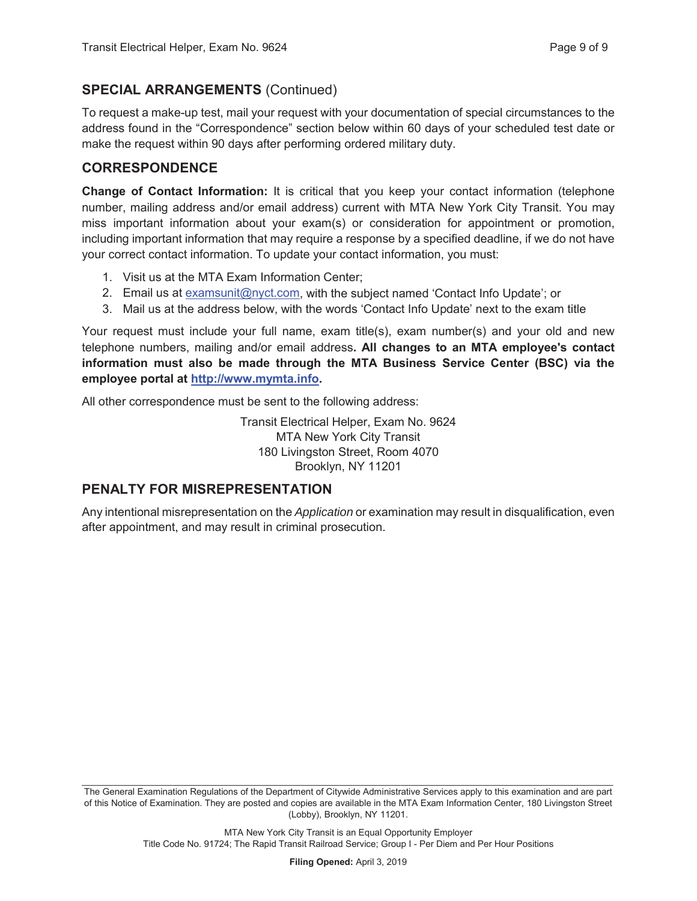## SPECIAL ARRANGEMENTS (Continued)

To request a make-up test, mail your request with your documentation of special circumstances to the address found in the "Correspondence" section below within 60 days of your scheduled test date or make the request within 90 days after performing ordered military duty.

## CORRESPONDENCE

**Change of Contact Information:** It is critical that you keep your contact information (telephone number, mailing address and/or email address) current with MTA New York City Transit. You may miss important information about your exam(s) or consideration for appointment or promotion, including important information that may require a response by a specified deadline, if we do not have your correct contact information. To update your contact information, you must:

1. Visit us at the MTA Exam Information Center;
2. Email us at examsunit@nyct.com, with the subject named 'Contact Info Update'; or
3. Mail us at the address below, with the words 'Contact Info Update' next to the exam title

Your request must include your full name, exam title(s), exam number(s) and your old and new telephone numbers, mailing and/or email address**. All changes to an MTA employee's contact information must also be made through the MTA Business Service Center (BSC) via the employee portal at http://www.mymta.info.**

All other correspondence must be sent to the following address:

Transit Electrical Helper, Exam No. 9624
MTA New York City Transit
180 Livingston Street, Room 4070
Brooklyn, NY 11201

## PENALTY FOR MISREPRESENTATION

Any intentional misrepresentation on the *Application* or examination may result in disqualification, even after appointment, and may result in criminal prosecution.

---

The General Examination Regulations of the Department of Citywide Administrative Services apply to this examination and are part of this Notice of Examination. They are posted and copies are available in the MTA Exam Information Center, 180 Livingston Street (Lobby), Brooklyn, NY 11201.

MTA New York City Transit is an Equal Opportunity Employer
Title Code No. 91724; The Rapid Transit Railroad Service; Group I - Per Diem and Per Hour Positions

**Filing Opened:** April 3, 2019